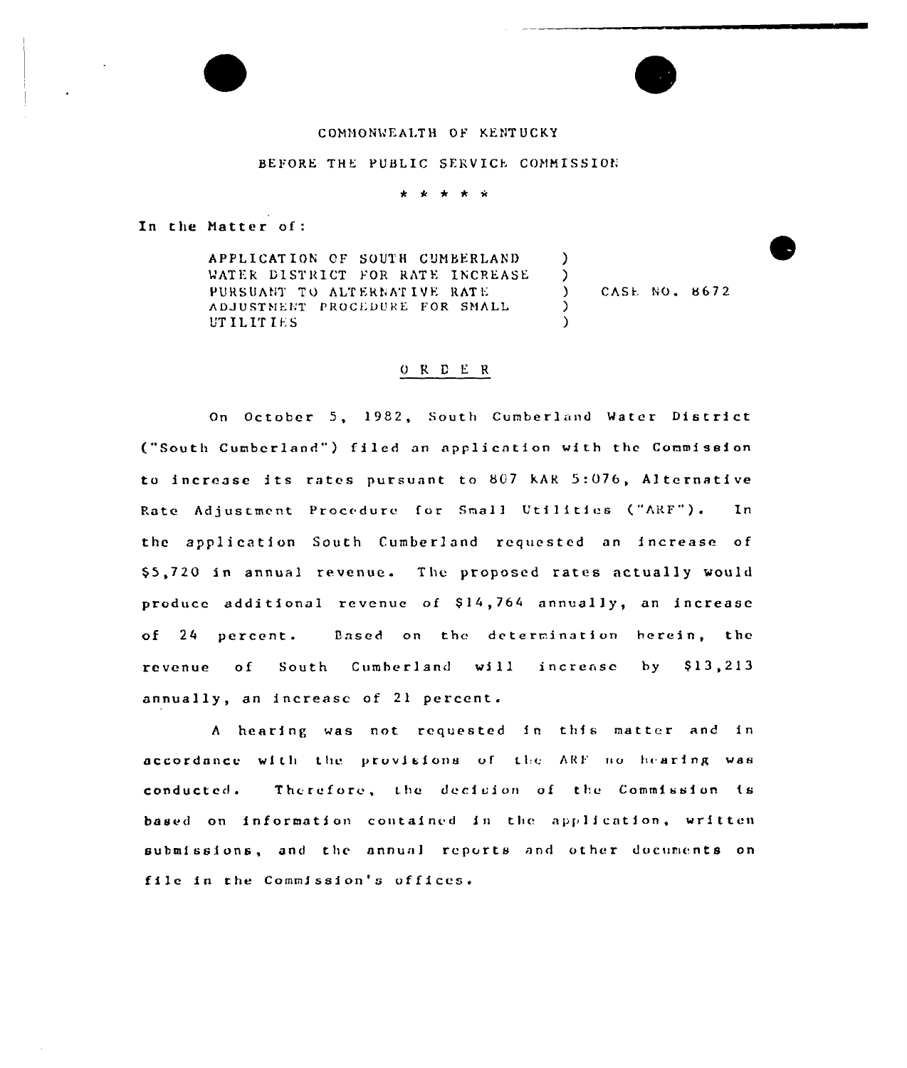COMMONWEALTH OF KENTUCKY

BEFORE THE PUBLIC SERVICE COMMISSION

\* \* \* \* \*

In the Matter of:

| | | |
|---|---|---|
| APPLICATION OF SOUTH CUMBERLAND WATER DISTRICT FOR RATE INCREASE PURSUANT TO ALTERNATIVE RATE ADJUSTMENT PROCEDURE FOR SMALL UTILITIES | ) | CASE NO. 8672 |

## ORDER

On October 5, 1982, South Cumberland Water District ("South Cumberland") filed an application with the Commission to increase its rates pursuant to 807 KAR 5:076, Alternative Rate Adjustment Procedure for Small Utilities ("ARF"). In the application South Cumberland requested an increase of $5,720 in annual revenue. The proposed rates actually would produce additional revenue of $14,764 annually, an increase of 24 percent. Based on the determination herein, the revenue of South Cumberland will increase by $13,213 annually, an increase of 21 percent.

A hearing was not requested in this matter and in accordance with the provisions of the ARF no hearing was conducted. Therefore, the decision of the Commission is based on information contained in the application, written submissions, and the annual reports and other documents on file in the Commission's offices.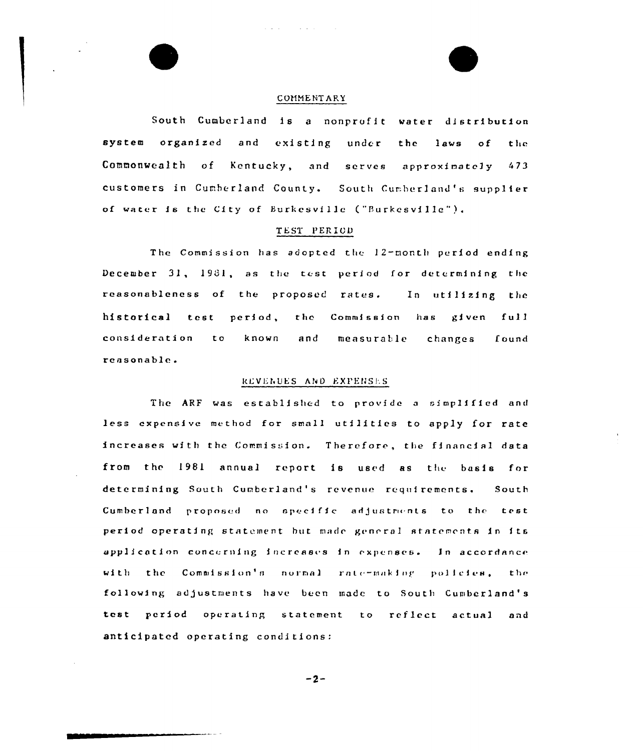## COMMENTARY

South Cumberland is a nonprofit water distribution system organized and existing under the laws of the Commonwealth of Kentucky, and serves approximately 473 customers in Cumberland County. South Cumberland's supplier of water is the City of Burkesville ("Burkesville").

## TEST PERIOD

The Commission has adopted the 12-month period ending December 31, 1981, as the test period for determining the reasonableness of the proposed rates. In utilizing the historical test period, the Commission has given full consideration to known and measurable changes found reasonable.

## REVENUES AND EXPENSES

The ARF was established to provide a simplified and less expensive method for small utilities to apply for rate increases with the Commission. Therefore, the financial data from the 1981 annual report is used as the basis for determining South Cumberland's revenue requirements. South Cumberland proposed no specific adjustments to the test period operating statement but made general statements in its application concerning increases in expenses. In accordance with the Commission's normal rate-making policies, the following adjustments have been made to South Cumberland's test period operating statement to reflect actual and anticipated operating conditions: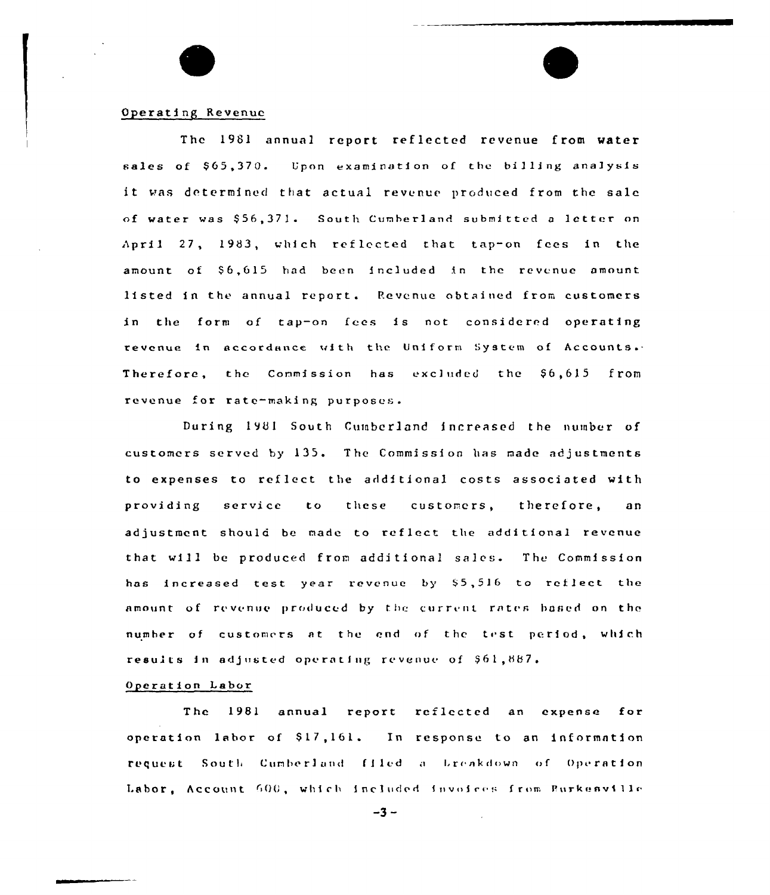Operating Revenue

The 1981 annual report reflected revenue from water sales of $65,370. Upon examination of the billing analysis it was determined that actual revenue produced from the sale of water was $56,371. South Cumberland submitted a letter on April 27, 1983, which reflected that tap-on fees in the amount of $6,615 had been included in the revenue amount listed in the annual report. Revenue obtained from customers in the form of tap-on fees is not considered operating revenue in accordance with the Uniform System of Accounts. Therefore, the Commission has excluded the $6,615 from revenue for rate-making purposes.

During 1981 South Cumberland increased the number of customers served by 135. The Commission has made adjustments to expenses to reflect the additional costs associated with providing service to these customers, therefore, an adjustment should be made to reflect the additional revenue that will be produced from additional sales. The Commission has increased test year revenue by $5,516 to reflect the amount of revenue produced by the current rates based on the number of customers at the end of the test period, which results in adjusted operating revenue of $61,887.

Operation Labor

The 1981 annual report reflected an expense for operation labor of $17,161. In response to an information request South Cumberland filed a breakdown of Operation Labor, Account 600, which included invoices from Burkesville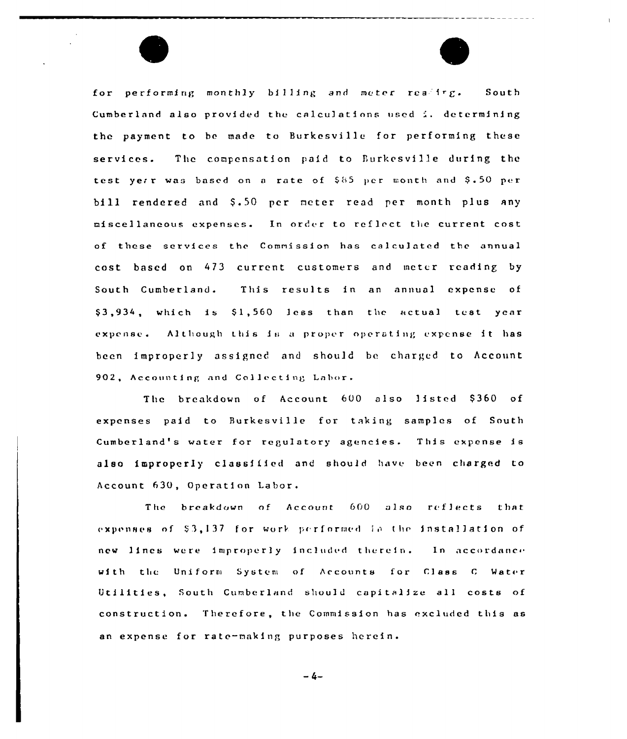for performing monthly billing and meter reading. South Cumberland also provided the calculations used in determining the payment to be made to Burkesville for performing these services. The compensation paid to Burkesville during the test year was based on a rate of $85 per month and $.50 per bill rendered and $.50 per meter read per month plus any miscellaneous expenses. In order to reflect the current cost of these services the Commission has calculated the annual cost based on 473 current customers and meter reading by South Cumberland. This results in an annual expense of $3,934, which is $1,560 less than the actual test year expense. Although this is a proper operating expense it has been improperly assigned and should be charged to Account 902, Accounting and Collecting Labor.

The breakdown of Account 600 also listed $360 of expenses paid to Burkesville for taking samples of South Cumberland's water for regulatory agencies. This expense is also improperly classified and should have been charged to Account 630, Operation Labor.

The breakdown of Account 600 also reflects that expenses of $3,137 for work performed in the installation of new lines were improperly included therein. In accordance with the Uniform System of Accounts for Class C Water Utilities, South Cumberland should capitalize all costs of construction. Therefore, the Commission has excluded this as an expense for rate-making purposes herein.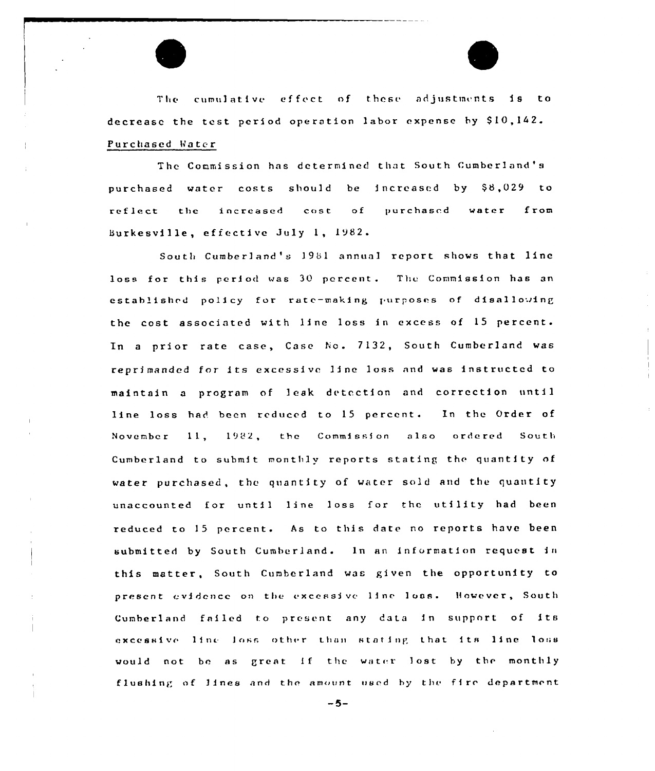The cumulative effect of these adjustments is to decrease the test period operation labor expense by $10,142.

Purchased Water

The Commission has determined that South Cumberland's purchased water costs should be increased by $8,029 to reflect the increased cost of purchased water from Burkesville, effective July 1, 1982.

South Cumberland's 1981 annual report shows that line loss for this period was 30 percent. The Commission has an established policy for rate-making purposes of disallowing the cost associated with line loss in excess of 15 percent. In a prior rate case, Case No. 7132, South Cumberland was reprimanded for its excessive line loss and was instructed to maintain a program of leak detection and correction until line loss had been reduced to 15 percent. In the Order of November 11, 1982, the Commission also ordered South Cumberland to submit monthly reports stating the quantity of water purchased, the quantity of water sold and the quantity unaccounted for until line loss for the utility had been reduced to 15 percent. As to this date no reports have been submitted by South Cumberland. In an information request in this matter, South Cumberland was given the opportunity to present evidence on the excessive line loss. However, South Cumberland failed to present any data in support of its excessive line loss other than stating that its line loss would not be as great if the water lost by the monthly flushing of lines and the amount used by the fire department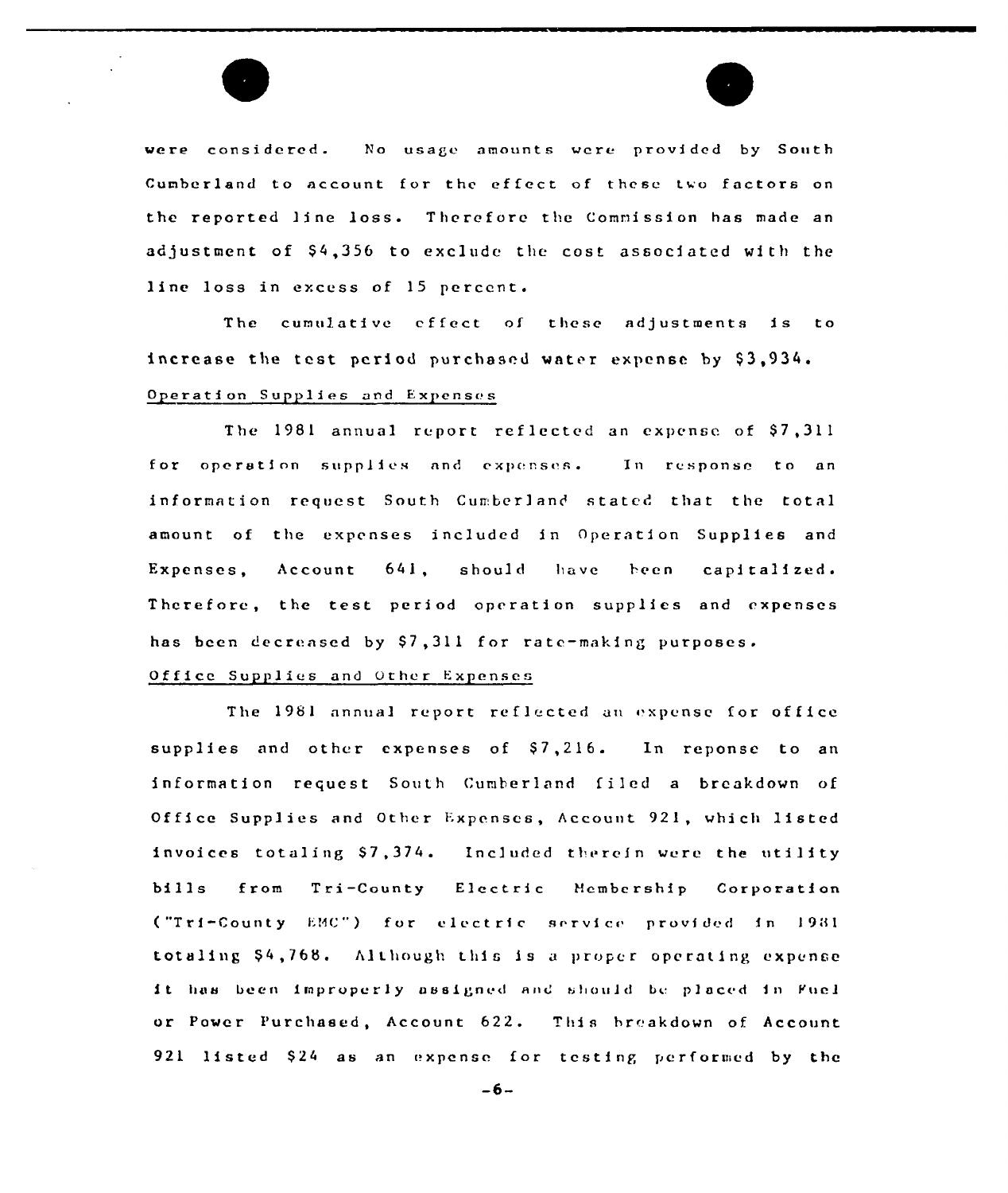were considered. No usage amounts were provided by South Cumberland to account for the effect of these two factors on the reported line loss. Therefore the Commission has made an adjustment of $4,356 to exclude the cost associated with the line loss in excess of 15 percent.

The cumulative effect of these adjustments is to increase the test period purchased water expense by $3,934.

Operation Supplies and Expenses

The 1981 annual report reflected an expense of $7,311 for operation supplies and expenses. In response to an information request South Cumberland stated that the total amount of the expenses included in Operation Supplies and Expenses, Account 641, should have been capitalized. Therefore, the test period operation supplies and expenses has been decreased by $7,311 for rate-making purposes.

Office Supplies and Other Expenses

The 1981 annual report reflected an expense for office supplies and other expenses of $7,216. In reponse to an information request South Cumberland filed a breakdown of Office Supplies and Other Expenses, Account 921, which listed invoices totaling $7,374. Included therein were the utility bills from Tri-County Electric Membership Corporation ("Tri-County EMC") for electric service provided in 1981 totaling $4,768. Although this is a proper operating expense it has been improperly assigned and should be placed in Fuel or Power Purchased, Account 622. This breakdown of Account 921 listed $24 as an expense for testing performed by the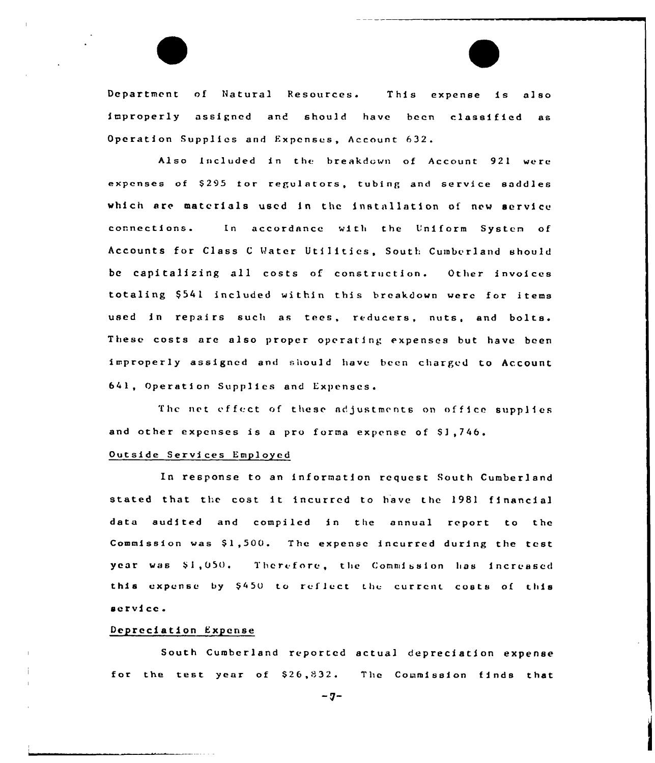Department of Natural Resources. This expense is also improperly assigned and should have been classified as Operation Supplies and Expenses, Account 632.

Also included in the breakdown of Account 921 were expenses of $295 for regulators, tubing and service saddles which are materials used in the installation of new service connections. In accordance with the Uniform System of Accounts for Class C Water Utilities, South Cumberland should be capitalizing all costs of construction. Other invoices totaling $541 included within this breakdown were for items used in repairs such as tees, reducers, nuts, and bolts. These costs are also proper operating expenses but have been improperly assigned and should have been charged to Account 641, Operation Supplies and Expenses.

The net effect of these adjustments on office supplies and other expenses is a pro forma expense of $1,746.

Outside Services Employed

In response to an information request South Cumberland stated that the cost it incurred to have the 1981 financial data audited and compiled in the annual report to the Commission was $1,500. The expense incurred during the test year was $1,050. Therefore, the Commission has increased this expense by $450 to reflect the current costs of this service.

Depreciation Expense

South Cumberland reported actual depreciation expense for the test year of $26,832. The Commission finds that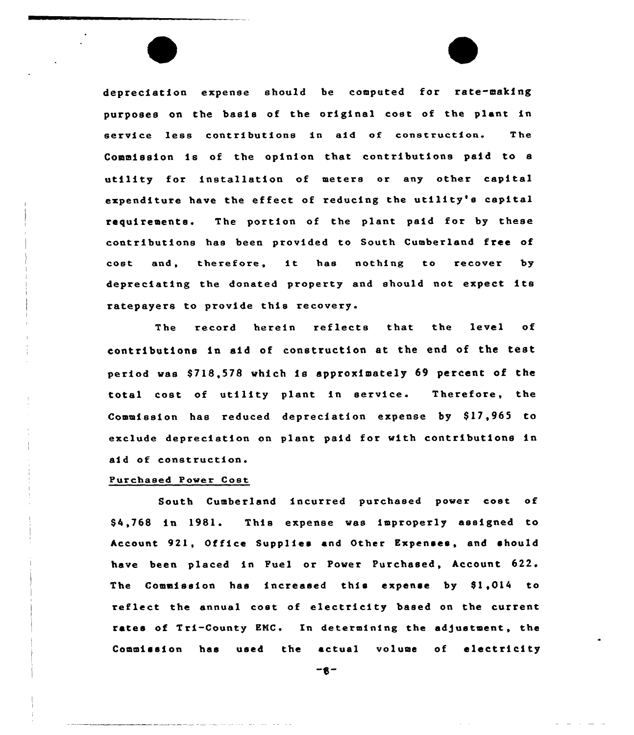depreciation expense should be computed for rate-making purposes on the basis of the original cost of the plant in service less contributions in aid of construction. The Commission is of the opinion that contributions paid to a utility for installation of meters or any other capital expenditure have the effect of reducing the utility's capital requirements. The portion of the plant paid for by these contributions has been provided to South Cumberland free of cost and, therefore, it has nothing to recover by depreciating the donated property and should not expect its ratepayers to provide this recovery.

The record herein reflects that the level of contributions in aid of construction at the end of the test period was $718,578 which is approximately 69 percent of the total cost of utility plant in service. Therefore, the Commission has reduced depreciation expense by $17,965 to exclude depreciation on plant paid for with contributions in aid of construction.

Purchased Power Cost

South Cumberland incurred purchased power cost of $4,768 in 1981. This expense was improperly assigned to Account 921, Office Supplies and Other Expenses, and should have been placed in Fuel or Power Purchased, Account 622. The Commission has increased this expense by $1,014 to reflect the annual cost of electricity based on the current rates of Tri-County EMC. In determining the adjustment, the Commission has used the actual volume of electricity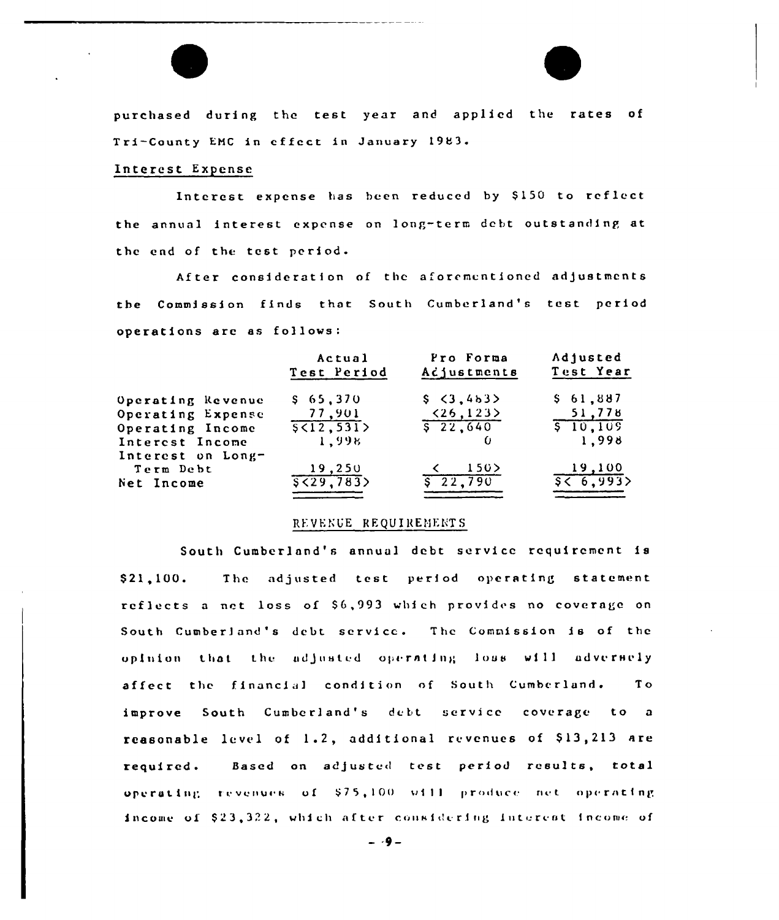purchased during the test year and applied the rates of Tri-County EMC in effect in January 1983.

Interest Expense

Interest expense has been reduced by $150 to reflect the annual interest expense on long-term debt outstanding at the end of the test period.

After consideration of the aforementioned adjustments the Commission finds that South Cumberland's test period operations are as follows:

| | Actual Test Period | Pro Forma Adjustments | Adjusted Test Year |
|---|---|---|---|
| Operating Revenue | $ 65,370 | $ <3,483> | $ 61,887 |
| Operating Expense | 77,901 | <26,123> | 51,778 |
| Operating Income | $<12,531> | $ 22,640 | $ 10,109 |
| Interest Income | 1,998 | 0 | 1,998 |
| Interest on Long-Term Debt | 19,250 | < 150> | 19,100 |
| Net Income | $<29,783> | $ 22,790 | $< 6,993> |

REVENUE REQUIREMENTS

South Cumberland's annual debt service requirement is $21,100. The adjusted test period operating statement reflects a net loss of $6,993 which provides no coverage on South Cumberland's debt service. The Commission is of the opinion that the adjusted operating loss will adversely affect the financial condition of South Cumberland. To improve South Cumberland's debt service coverage to a reasonable level of 1.2, additional revenues of $13,213 are required. Based on adjusted test period results, total operating revenues of $75,100 will produce net operating income of $23,322, which after considering interest income of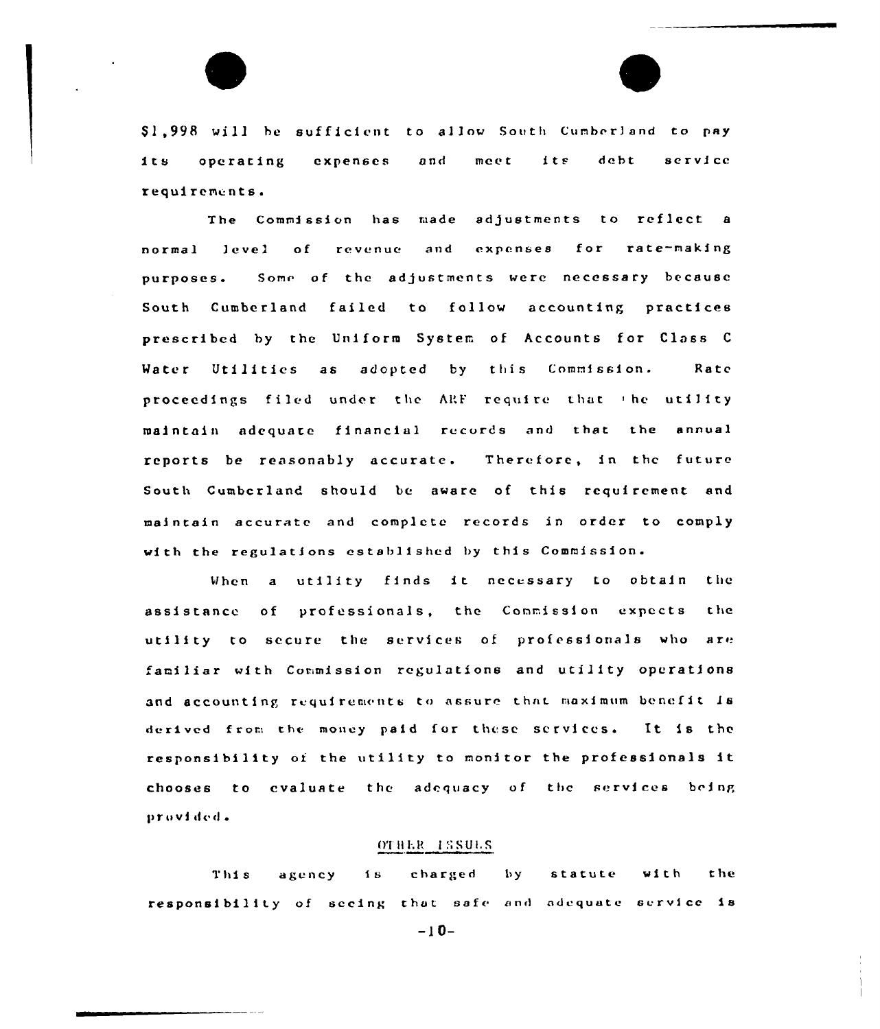$1,998 will be sufficient to allow South Cumberland to pay its operating expenses and meet its debt service requirements.

The Commission has made adjustments to reflect a normal level of revenue and expenses for rate-making purposes. Some of the adjustments were necessary because South Cumberland failed to follow accounting practices prescribed by the Uniform System of Accounts for Class C Water Utilities as adopted by this Commission. Rate proceedings filed under the ARF require that the utility maintain adequate financial records and that the annual reports be reasonably accurate. Therefore, in the future South Cumberland should be aware of this requirement and maintain accurate and complete records in order to comply with the regulations established by this Commission.

When a utility finds it necessary to obtain the assistance of professionals, the Commission expects the utility to secure the services of professionals who are familiar with Commission regulations and utility operations and accounting requirements to assure that maximum benefit is derived from the money paid for these services. It is the responsibility of the utility to monitor the professionals it chooses to evaluate the adequacy of the services being provided.

## OTHER ISSUES

This agency is charged by statute with the responsibility of seeing that safe and adequate service is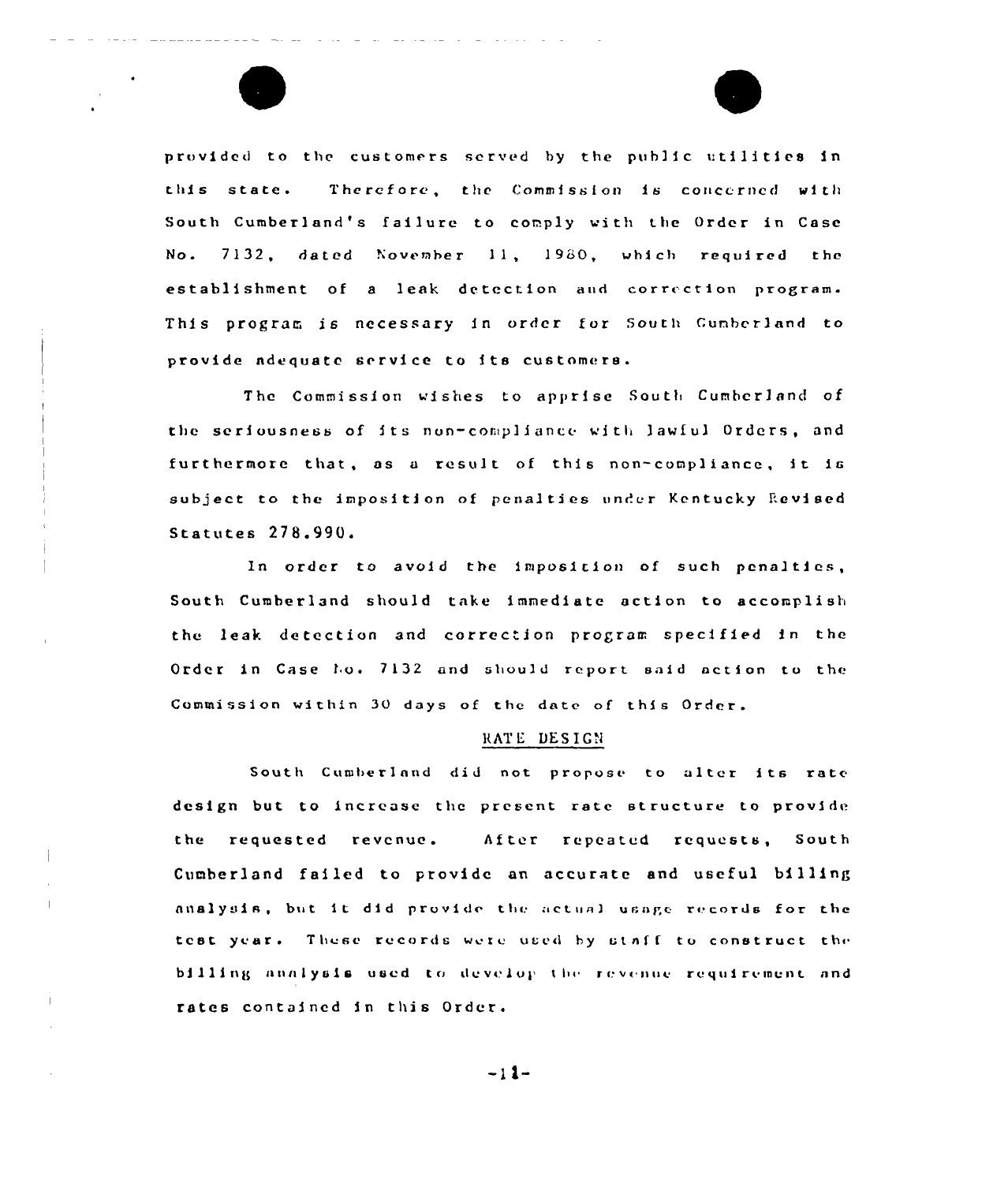provided to the customers served by the public utilities in this state. Therefore, the Commission is concerned with South Cumberland's failure to comply with the Order in Case No. 7132, dated November 11, 1980, which required the establishment of a leak detection and correction program. This program is necessary in order for South Cumberland to provide adequate service to its customers.

The Commission wishes to apprise South Cumberland of the seriousness of its non-compliance with lawful Orders, and furthermore that, as a result of this non-compliance, it is subject to the imposition of penalties under Kentucky Revised Statutes 278.990.

In order to avoid the imposition of such penalties, South Cumberland should take immediate action to accomplish the leak detection and correction program specified in the Order in Case No. 7132 and should report said action to the Commission within 30 days of the date of this Order.

## RATE DESIGN

South Cumberland did not propose to alter its rate design but to increase the present rate structure to provide the requested revenue. After repeated requests, South Cumberland failed to provide an accurate and useful billing analysis, but it did provide the actual usage records for the test year. These records were used by staff to construct the billing analysis used to develop the revenue requirement and rates contained in this Order.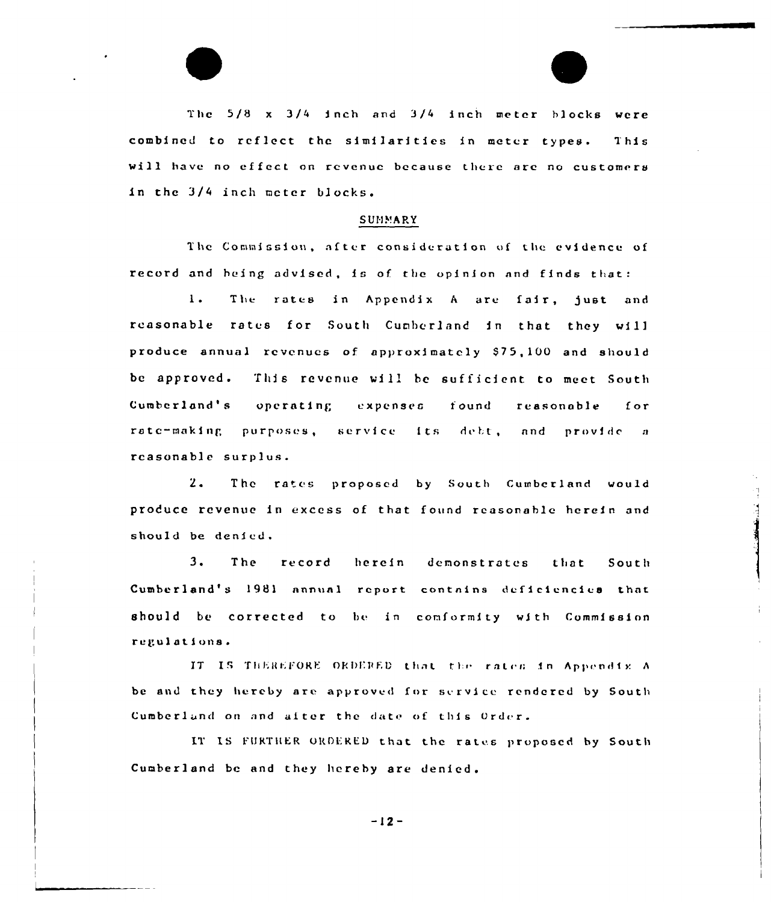The 5/8 x 3/4 inch and 3/4 inch meter blocks were combined to reflect the similarities in meter types. This will have no effect on revenue because there are no customers in the 3/4 inch meter blocks.

## SUMMARY

The Commission, after consideration of the evidence of record and being advised, is of the opinion and finds that:

1. The rates in Appendix A are fair, just and reasonable rates for South Cumberland in that they will produce annual revenues of approximately $75,100 and should be approved. This revenue will be sufficient to meet South Cumberland's operating expenses found reasonable for rate-making purposes, service its debt, and provide a reasonable surplus.

2. The rates proposed by South Cumberland would produce revenue in excess of that found reasonable herein and should be denied.

3. The record herein demonstrates that South Cumberland's 1981 annual report contains deficiencies that should be corrected to be in conformity with Commission regulations.

IT IS THEREFORE ORDERED that the rates in Appendix A be and they hereby are approved for service rendered by South Cumberland on and after the date of this Order.

IT IS FURTHER ORDERED that the rates proposed by South Cumberland be and they hereby are denied.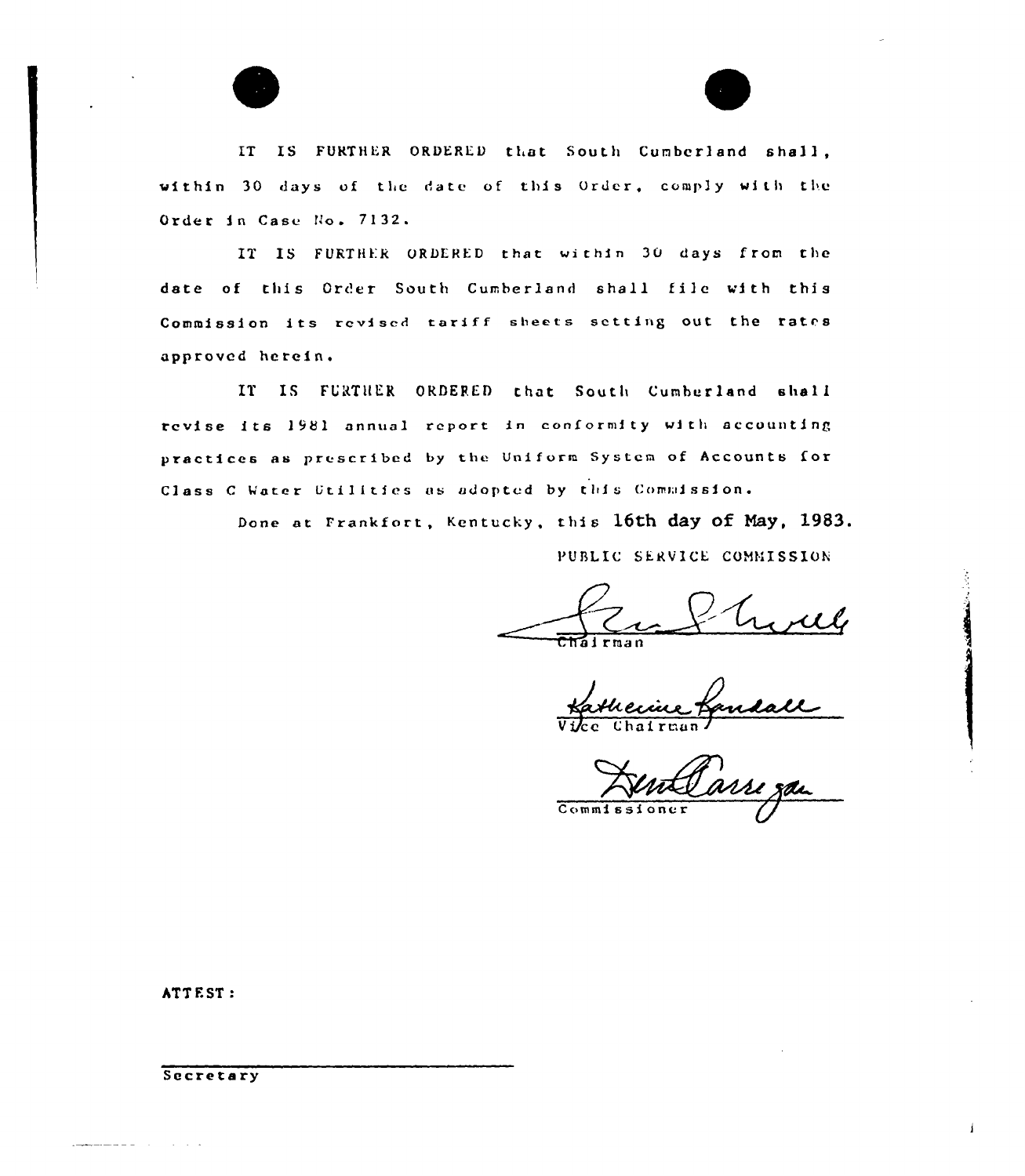IT IS FURTHER ORDERED that South Cumberland shall, within 30 days of the date of this Order, comply with the Order in Case No. 7132.

IT IS FURTHER ORDERED that within 30 days from the date of this Order South Cumberland shall file with this Commission its revised tariff sheets setting out the rates approved herein.

IT IS FURTHER ORDERED that South Cumberland shall revise its 1981 annual report in conformity with accounting practices as prescribed by the Uniform System of Accounts for Class C Water Utilities as adopted by this Commission.

Done at Frankfort, Kentucky, this 16th day of May, 1983.

PUBLIC SERVICE COMMISSION

Chairman

Vice Chairman

Commissioner

ATTEST:

Secretary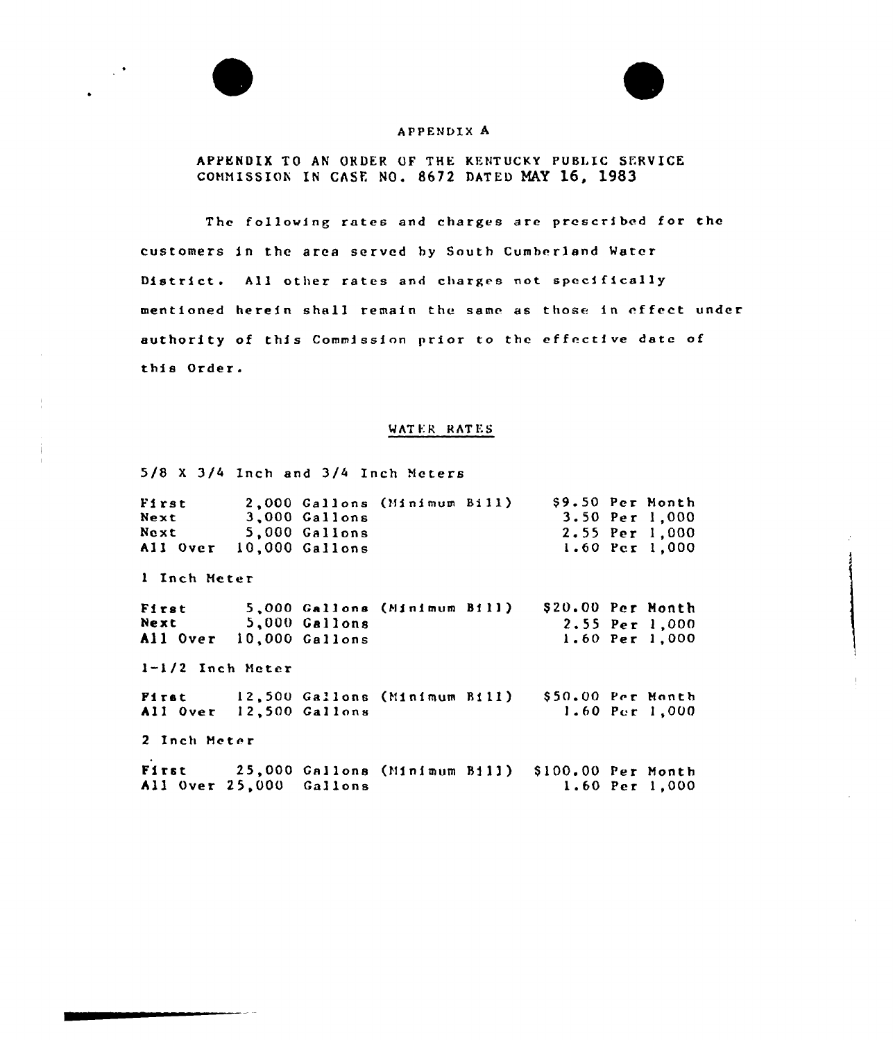# APPENDIX A

APPENDIX TO AN ORDER OF THE KENTUCKY PUBLIC SERVICE COMMISSION IN CASE NO. 8672 DATED MAY 16, 1983

The following rates and charges are prescribed for the customers in the area served by South Cumberland Water District. All other rates and charges not specifically mentioned herein shall remain the same as those in effect under authority of this Commission prior to the effective date of this Order.

## WATER RATES

5/8 X 3/4 Inch and 3/4 Inch Meters

| | | |
|---|---|---|
| First | 2,000 Gallons (Minimum Bill) | $9.50 Per Month |
| Next | 3,000 Gallons | 3.50 Per 1,000 |
| Next | 5,000 Gallons | 2.55 Per 1,000 |
| All Over | 10,000 Gallons | 1.60 Per 1,000 |

1 Inch Meter

| | | |
|---|---|---|
| First | 5,000 Gallons (Minimum Bill) | $20.00 Per Month |
| Next | 5,000 Gallons | 2.55 Per 1,000 |
| All Over | 10,000 Gallons | 1.60 Per 1,000 |

1-1/2 Inch Meter

| | | |
|---|---|---|
| First | 12,500 Gallons (Minimum Bill) | $50.00 Per Month |
| All Over | 12,500 Gallons | 1.60 Per 1,000 |

2 Inch Meter

| | | |
|---|---|---|
| First | 25,000 Gallons (Minimum Bill) | $100.00 Per Month |
| All Over | 25,000 Gallons | 1.60 Per 1,000 |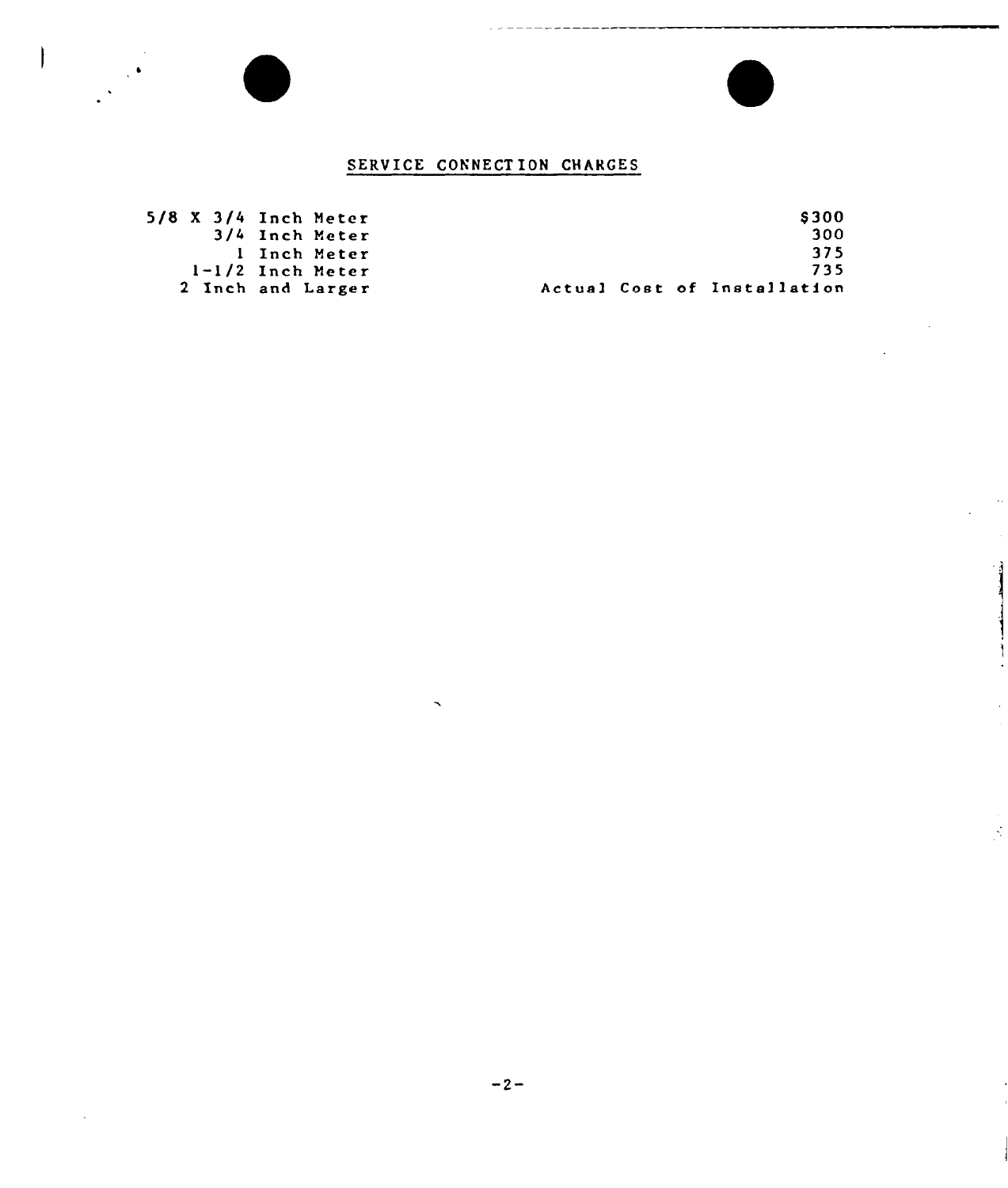## SERVICE CONNECTION CHARGES

| | |
|---|---|
| 5/8 X 3/4 Inch Meter | $300 |
| 3/4 Inch Meter | 300 |
| 1 Inch Meter | 375 |
| 1-1/2 Inch Meter | 735 |
| 2 Inch and Larger | Actual Cost of Installation |